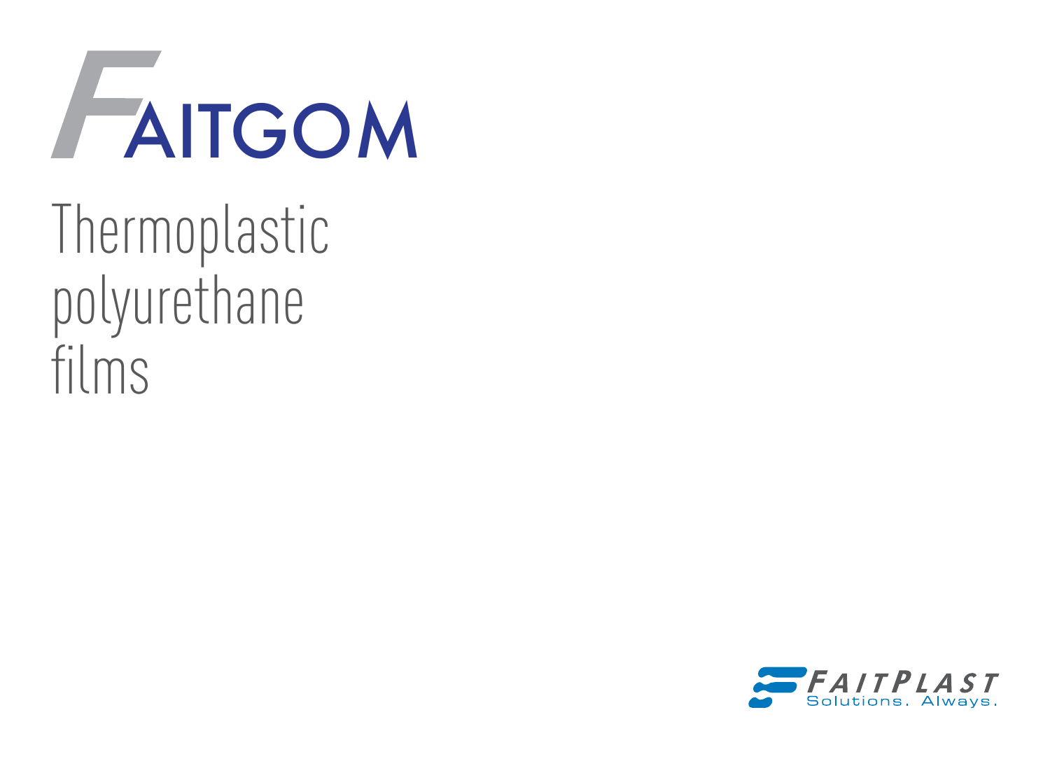# FAITGOM

## Thermoplastic polyurethane films

FAITPLAST

Solutions. Always.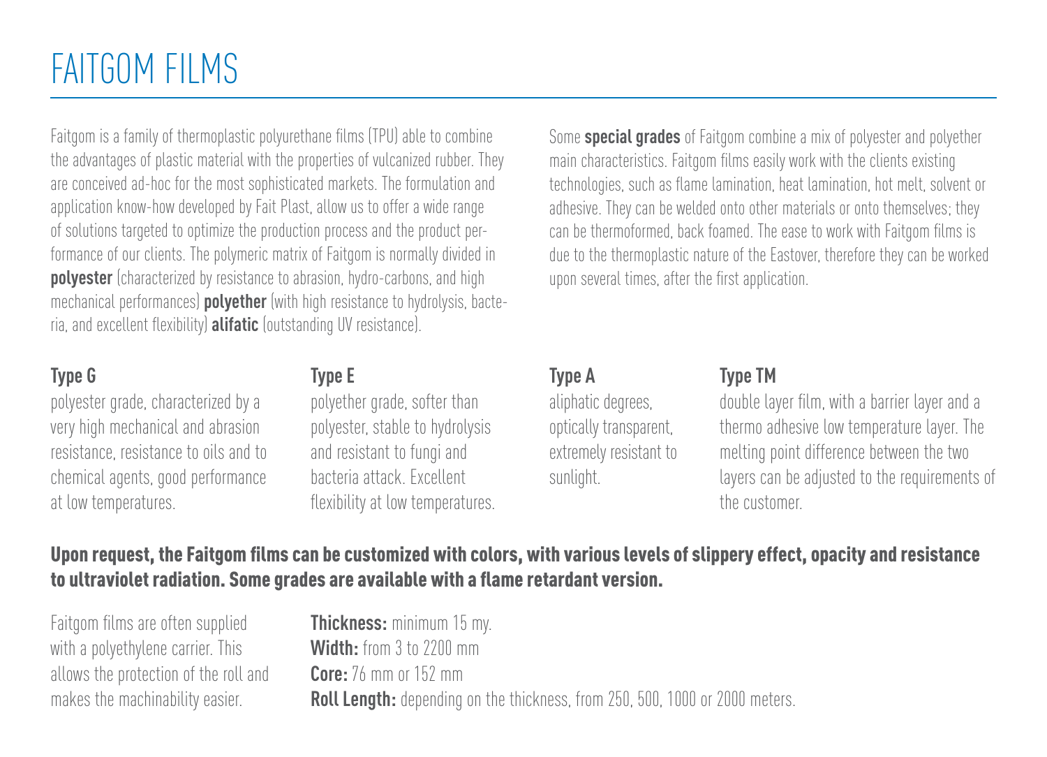# FAITGOM FILMS

Faitgom is a family of thermoplastic polyurethane films (TPU) able to combine the advantages of plastic material with the properties of vulcanized rubber. They are conceived ad-hoc for the most sophisticated markets. The formulation and application know-how developed by Fait Plast, allow us to offer a wide range of solutions targeted to optimize the production process and the product performance of our clients. The polymeric matrix of Faitgom is normally divided in **polyester** (characterized by resistance to abrasion, hydro-carbons, and high mechanical performances) **polyether** (with high resistance to hydrolysis, bacteria, and excellent flexibility) **alifatic** (outstanding UV resistance).

Some **special grades** of Faitgom combine a mix of polyester and polyether main characteristics. Faitgom films easily work with the clients existing technologies, such as flame lamination, heat lamination, hot melt, solvent or adhesive. They can be welded onto other materials or onto themselves; they can be thermoformed, back foamed. The ease to work with Faitgom films is due to the thermoplastic nature of the Eastover, therefore they can be worked upon several times, after the first application.

**Type G**

polyester grade, characterized by a very high mechanical and abrasion resistance, resistance to oils and to chemical agents, good performance at low temperatures.

**Type E**

polyether grade, softer than polyester, stable to hydrolysis and resistant to fungi and bacteria attack. Excellent flexibility at low temperatures.

**Type A**

aliphatic degrees, optically transparent, extremely resistant to sunlight.

**Type TM**

double layer film, with a barrier layer and a thermo adhesive low temperature layer. The melting point difference between the two layers can be adjusted to the requirements of the customer.

**Upon request, the Faitgom films can be customized with colors, with various levels of slippery effect, opacity and resistance to ultraviolet radiation. Some grades are available with a flame retardant version.**

Faitgom films are often supplied with a polyethylene carrier. This allows the protection of the roll and makes the machinability easier.

**Thickness:** minimum 15 my.
**Width:** from 3 to 2200 mm
**Core:** 76 mm or 152 mm
**Roll Length:** depending on the thickness, from 250, 500, 1000 or 2000 meters.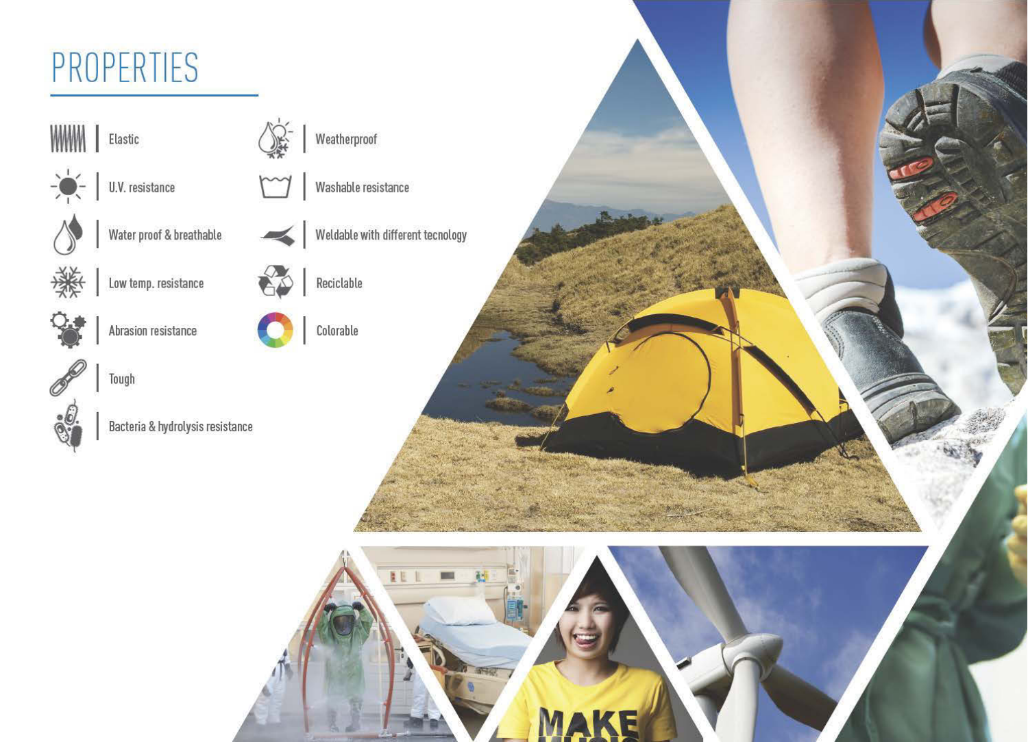# PROPERTIES

- Elastic
- U.V. resistance
- Water proof & breathable
- Low temp. resistance
- Abrasion resistance
- Tough
- Bacteria & hydrolysis resistance
- Weatherproof
- Washable resistance
- Weldable with different tecnology
- Reciclable
- Colorable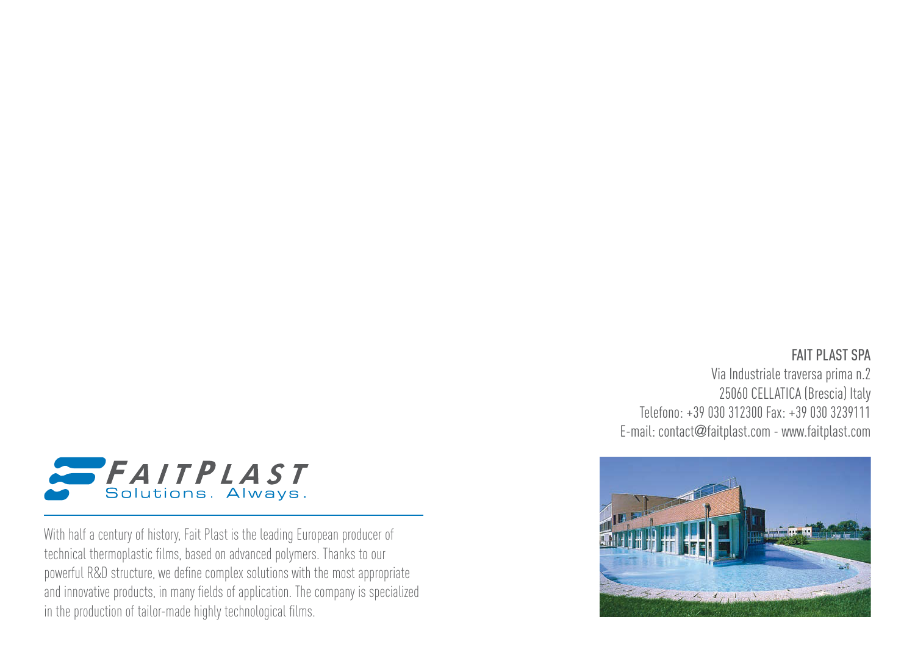**FAIT PLAST SPA**
Via Industriale traversa prima n.2
25060 CELLATICA (Brescia) Italy
Telefono: +39 030 312300 Fax: +39 030 3239111
E-mail: contact@faitplast.com - www.faitplast.com

FAITPLAST
Solutions. Always.

With half a century of history, Fait Plast is the leading European producer of technical thermoplastic films, based on advanced polymers. Thanks to our powerful R&D structure, we define complex solutions with the most appropriate and innovative products, in many fields of application. The company is specialized in the production of tailor-made highly technological films.